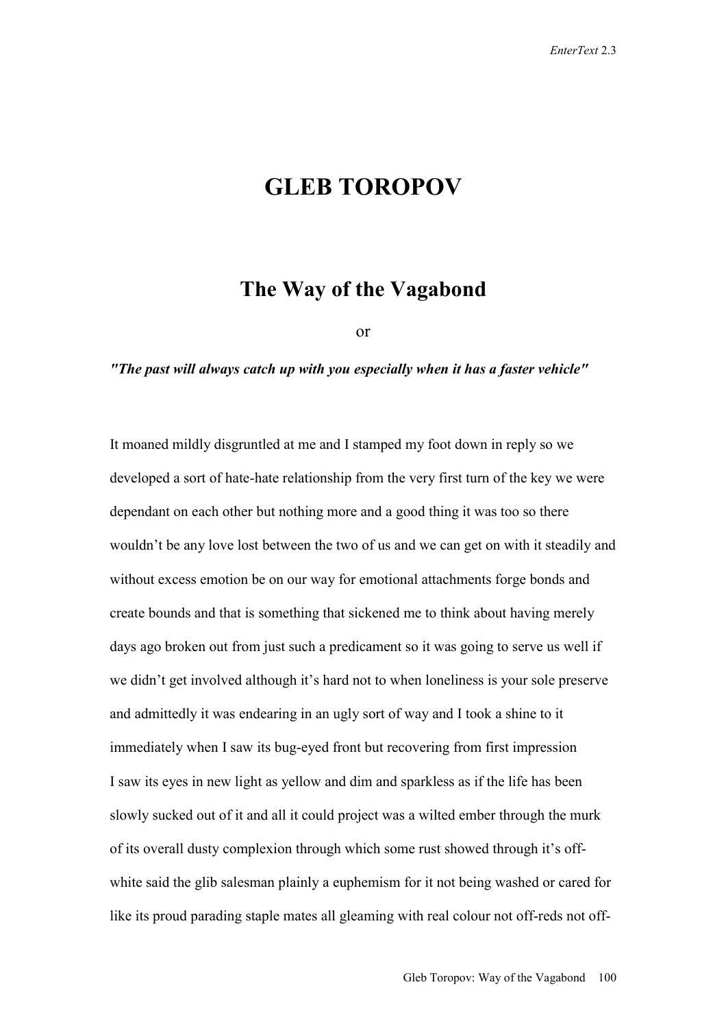# GLEB TOROPOV

## The Way of the Vagabond

or

***"The past will always catch up with you especially when it has a faster vehicle"***

It moaned mildly disgruntled at me and I stamped my foot down in reply so we developed a sort of hate-hate relationship from the very first turn of the key we were dependant on each other but nothing more and a good thing it was too so there wouldn't be any love lost between the two of us and we can get on with it steadily and without excess emotion be on our way for emotional attachments forge bonds and create bounds and that is something that sickened me to think about having merely days ago broken out from just such a predicament so it was going to serve us well if we didn't get involved although it's hard not to when loneliness is your sole preserve and admittedly it was endearing in an ugly sort of way and I took a shine to it immediately when I saw its bug-eyed front but recovering from first impression I saw its eyes in new light as yellow and dim and sparkless as if the life has been slowly sucked out of it and all it could project was a wilted ember through the murk of its overall dusty complexion through which some rust showed through it's off-white said the glib salesman plainly a euphemism for it not being washed or cared for like its proud parading staple mates all gleaming with real colour not off-reds not off-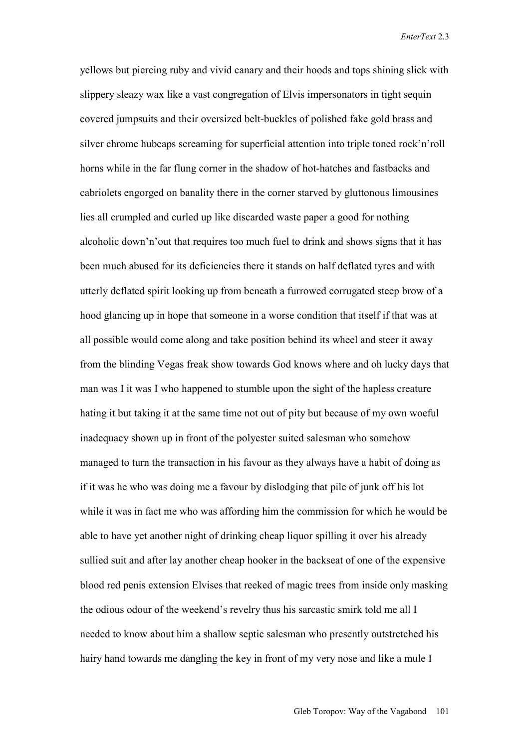yellows but piercing ruby and vivid canary and their hoods and tops shining slick with slippery sleazy wax like a vast congregation of Elvis impersonators in tight sequin covered jumpsuits and their oversized belt-buckles of polished fake gold brass and silver chrome hubcaps screaming for superficial attention into triple toned rock'n'roll horns while in the far flung corner in the shadow of hot-hatches and fastbacks and cabriolets engorged on banality there in the corner starved by gluttonous limousines lies all crumpled and curled up like discarded waste paper a good for nothing alcoholic down'n'out that requires too much fuel to drink and shows signs that it has been much abused for its deficiencies there it stands on half deflated tyres and with utterly deflated spirit looking up from beneath a furrowed corrugated steep brow of a hood glancing up in hope that someone in a worse condition that itself if that was at all possible would come along and take position behind its wheel and steer it away from the blinding Vegas freak show towards God knows where and oh lucky days that man was I it was I who happened to stumble upon the sight of the hapless creature hating it but taking it at the same time not out of pity but because of my own woeful inadequacy shown up in front of the polyester suited salesman who somehow managed to turn the transaction in his favour as they always have a habit of doing as if it was he who was doing me a favour by dislodging that pile of junk off his lot while it was in fact me who was affording him the commission for which he would be able to have yet another night of drinking cheap liquor spilling it over his already sullied suit and after lay another cheap hooker in the backseat of one of the expensive blood red penis extension Elvises that reeked of magic trees from inside only masking the odious odour of the weekend's revelry thus his sarcastic smirk told me all I needed to know about him a shallow septic salesman who presently outstretched his hairy hand towards me dangling the key in front of my very nose and like a mule I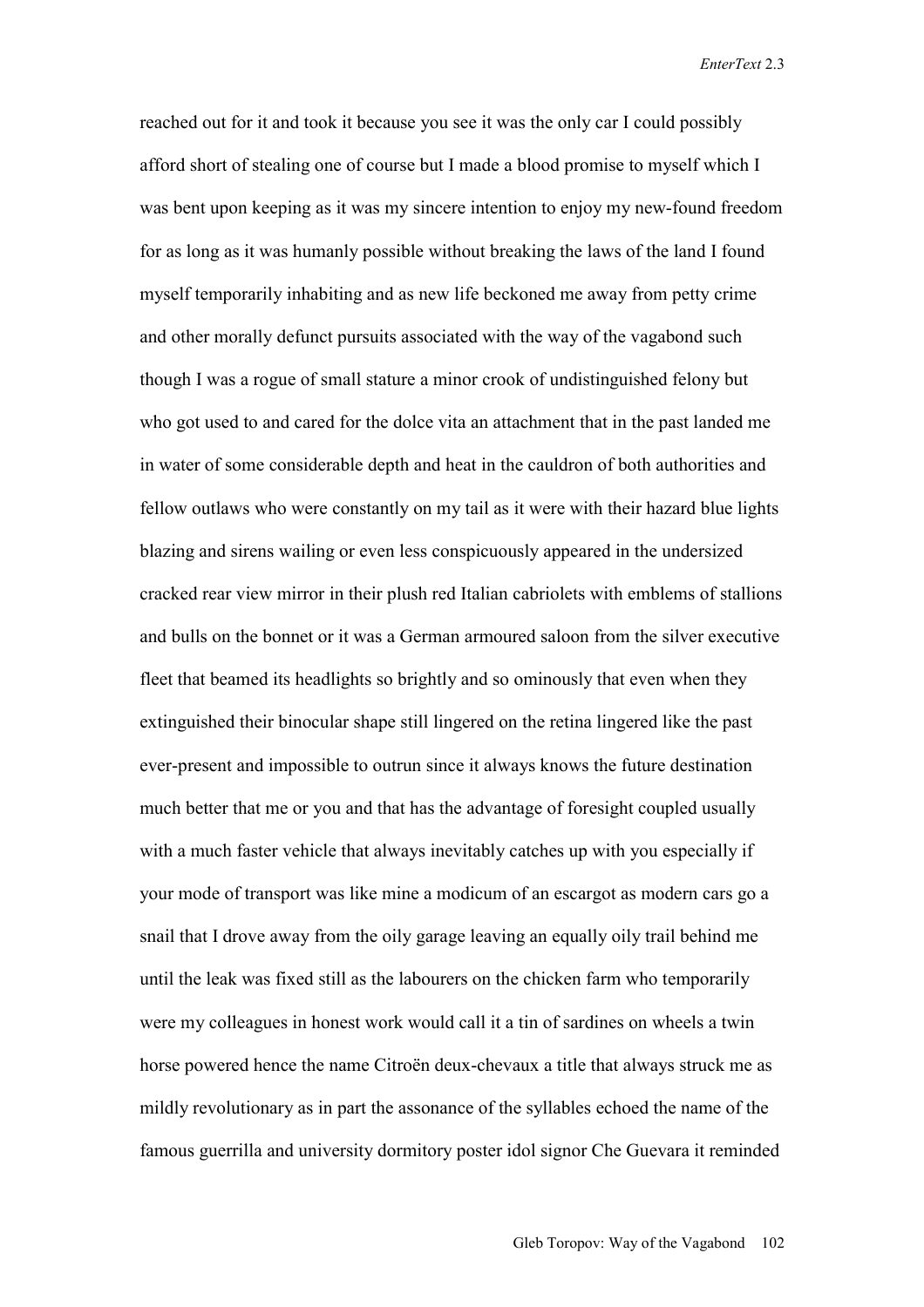reached out for it and took it because you see it was the only car I could possibly afford short of stealing one of course but I made a blood promise to myself which I was bent upon keeping as it was my sincere intention to enjoy my new-found freedom for as long as it was humanly possible without breaking the laws of the land I found myself temporarily inhabiting and as new life beckoned me away from petty crime and other morally defunct pursuits associated with the way of the vagabond such though I was a rogue of small stature a minor crook of undistinguished felony but who got used to and cared for the dolce vita an attachment that in the past landed me in water of some considerable depth and heat in the cauldron of both authorities and fellow outlaws who were constantly on my tail as it were with their hazard blue lights blazing and sirens wailing or even less conspicuously appeared in the undersized cracked rear view mirror in their plush red Italian cabriolets with emblems of stallions and bulls on the bonnet or it was a German armoured saloon from the silver executive fleet that beamed its headlights so brightly and so ominously that even when they extinguished their binocular shape still lingered on the retina lingered like the past ever-present and impossible to outrun since it always knows the future destination much better that me or you and that has the advantage of foresight coupled usually with a much faster vehicle that always inevitably catches up with you especially if your mode of transport was like mine a modicum of an escargot as modern cars go a snail that I drove away from the oily garage leaving an equally oily trail behind me until the leak was fixed still as the labourers on the chicken farm who temporarily were my colleagues in honest work would call it a tin of sardines on wheels a twin horse powered hence the name Citroën deux-chevaux a title that always struck me as mildly revolutionary as in part the assonance of the syllables echoed the name of the famous guerrilla and university dormitory poster idol signor Che Guevara it reminded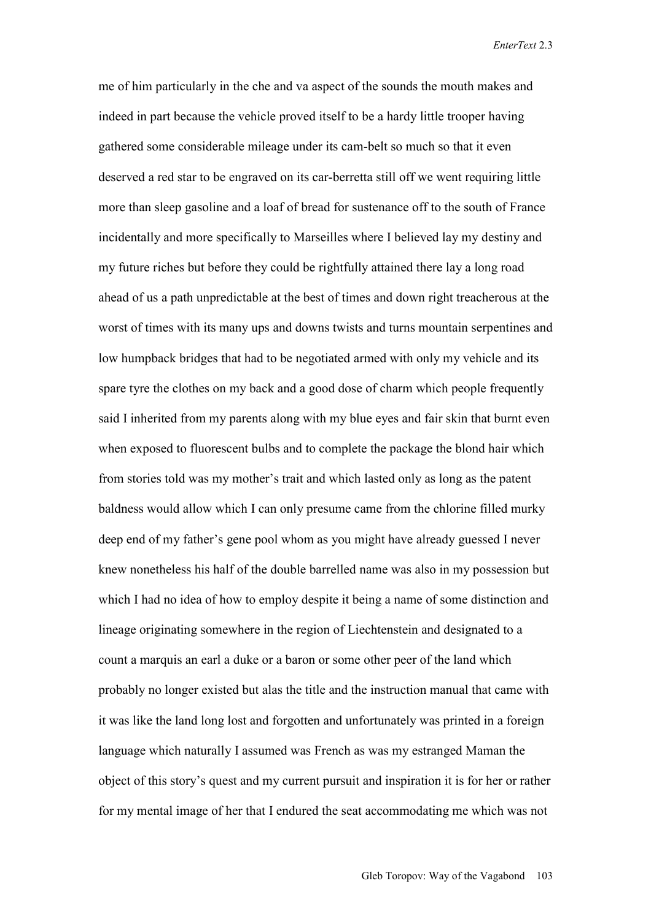me of him particularly in the che and va aspect of the sounds the mouth makes and indeed in part because the vehicle proved itself to be a hardy little trooper having gathered some considerable mileage under its cam-belt so much so that it even deserved a red star to be engraved on its car-berretta still off we went requiring little more than sleep gasoline and a loaf of bread for sustenance off to the south of France incidentally and more specifically to Marseilles where I believed lay my destiny and my future riches but before they could be rightfully attained there lay a long road ahead of us a path unpredictable at the best of times and down right treacherous at the worst of times with its many ups and downs twists and turns mountain serpentines and low humpback bridges that had to be negotiated armed with only my vehicle and its spare tyre the clothes on my back and a good dose of charm which people frequently said I inherited from my parents along with my blue eyes and fair skin that burnt even when exposed to fluorescent bulbs and to complete the package the blond hair which from stories told was my mother's trait and which lasted only as long as the patent baldness would allow which I can only presume came from the chlorine filled murky deep end of my father's gene pool whom as you might have already guessed I never knew nonetheless his half of the double barrelled name was also in my possession but which I had no idea of how to employ despite it being a name of some distinction and lineage originating somewhere in the region of Liechtenstein and designated to a count a marquis an earl a duke or a baron or some other peer of the land which probably no longer existed but alas the title and the instruction manual that came with it was like the land long lost and forgotten and unfortunately was printed in a foreign language which naturally I assumed was French as was my estranged Maman the object of this story's quest and my current pursuit and inspiration it is for her or rather for my mental image of her that I endured the seat accommodating me which was not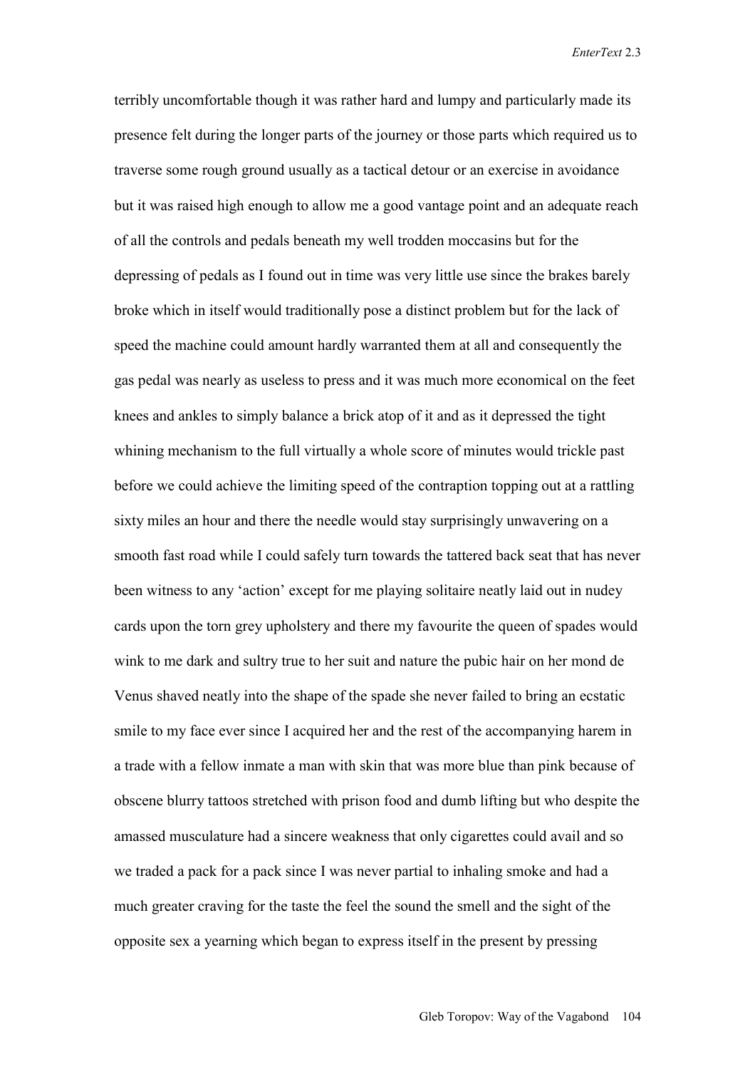terribly uncomfortable though it was rather hard and lumpy and particularly made its presence felt during the longer parts of the journey or those parts which required us to traverse some rough ground usually as a tactical detour or an exercise in avoidance but it was raised high enough to allow me a good vantage point and an adequate reach of all the controls and pedals beneath my well trodden moccasins but for the depressing of pedals as I found out in time was very little use since the brakes barely broke which in itself would traditionally pose a distinct problem but for the lack of speed the machine could amount hardly warranted them at all and consequently the gas pedal was nearly as useless to press and it was much more economical on the feet knees and ankles to simply balance a brick atop of it and as it depressed the tight whining mechanism to the full virtually a whole score of minutes would trickle past before we could achieve the limiting speed of the contraption topping out at a rattling sixty miles an hour and there the needle would stay surprisingly unwavering on a smooth fast road while I could safely turn towards the tattered back seat that has never been witness to any 'action' except for me playing solitaire neatly laid out in nudey cards upon the torn grey upholstery and there my favourite the queen of spades would wink to me dark and sultry true to her suit and nature the pubic hair on her mond de Venus shaved neatly into the shape of the spade she never failed to bring an ecstatic smile to my face ever since I acquired her and the rest of the accompanying harem in a trade with a fellow inmate a man with skin that was more blue than pink because of obscene blurry tattoos stretched with prison food and dumb lifting but who despite the amassed musculature had a sincere weakness that only cigarettes could avail and so we traded a pack for a pack since I was never partial to inhaling smoke and had a much greater craving for the taste the feel the sound the smell and the sight of the opposite sex a yearning which began to express itself in the present by pressing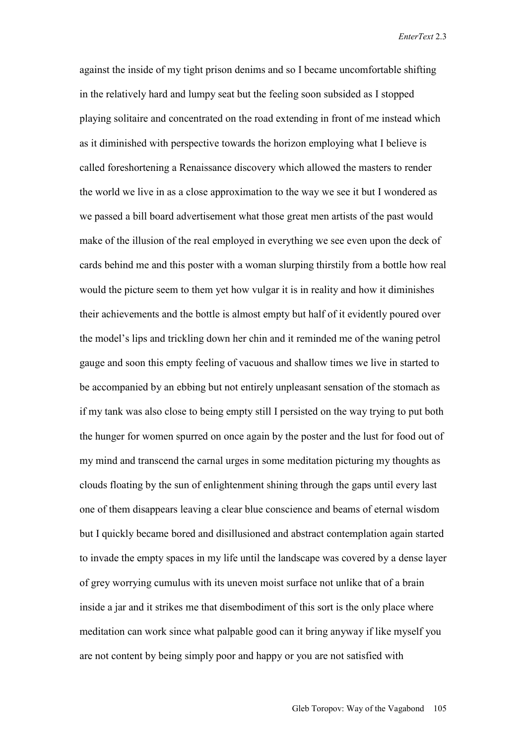against the inside of my tight prison denims and so I became uncomfortable shifting in the relatively hard and lumpy seat but the feeling soon subsided as I stopped playing solitaire and concentrated on the road extending in front of me instead which as it diminished with perspective towards the horizon employing what I believe is called foreshortening a Renaissance discovery which allowed the masters to render the world we live in as a close approximation to the way we see it but I wondered as we passed a bill board advertisement what those great men artists of the past would make of the illusion of the real employed in everything we see even upon the deck of cards behind me and this poster with a woman slurping thirstily from a bottle how real would the picture seem to them yet how vulgar it is in reality and how it diminishes their achievements and the bottle is almost empty but half of it evidently poured over the model's lips and trickling down her chin and it reminded me of the waning petrol gauge and soon this empty feeling of vacuous and shallow times we live in started to be accompanied by an ebbing but not entirely unpleasant sensation of the stomach as if my tank was also close to being empty still I persisted on the way trying to put both the hunger for women spurred on once again by the poster and the lust for food out of my mind and transcend the carnal urges in some meditation picturing my thoughts as clouds floating by the sun of enlightenment shining through the gaps until every last one of them disappears leaving a clear blue conscience and beams of eternal wisdom but I quickly became bored and disillusioned and abstract contemplation again started to invade the empty spaces in my life until the landscape was covered by a dense layer of grey worrying cumulus with its uneven moist surface not unlike that of a brain inside a jar and it strikes me that disembodiment of this sort is the only place where meditation can work since what palpable good can it bring anyway if like myself you are not content by being simply poor and happy or you are not satisfied with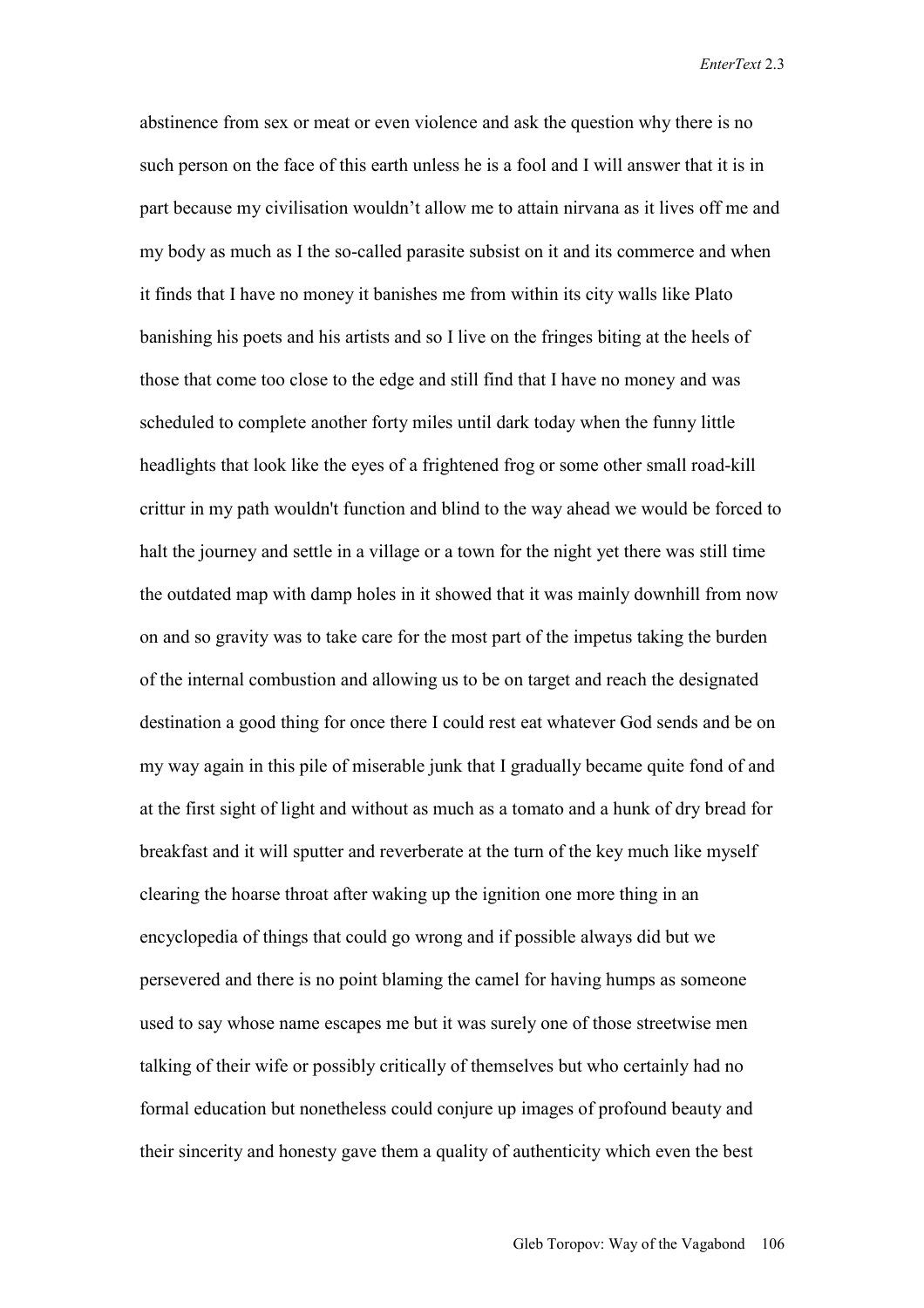abstinence from sex or meat or even violence and ask the question why there is no such person on the face of this earth unless he is a fool and I will answer that it is in part because my civilisation wouldn't allow me to attain nirvana as it lives off me and my body as much as I the so-called parasite subsist on it and its commerce and when it finds that I have no money it banishes me from within its city walls like Plato banishing his poets and his artists and so I live on the fringes biting at the heels of those that come too close to the edge and still find that I have no money and was scheduled to complete another forty miles until dark today when the funny little headlights that look like the eyes of a frightened frog or some other small road-kill crittur in my path wouldn't function and blind to the way ahead we would be forced to halt the journey and settle in a village or a town for the night yet there was still time the outdated map with damp holes in it showed that it was mainly downhill from now on and so gravity was to take care for the most part of the impetus taking the burden of the internal combustion and allowing us to be on target and reach the designated destination a good thing for once there I could rest eat whatever God sends and be on my way again in this pile of miserable junk that I gradually became quite fond of and at the first sight of light and without as much as a tomato and a hunk of dry bread for breakfast and it will sputter and reverberate at the turn of the key much like myself clearing the hoarse throat after waking up the ignition one more thing in an encyclopedia of things that could go wrong and if possible always did but we persevered and there is no point blaming the camel for having humps as someone used to say whose name escapes me but it was surely one of those streetwise men talking of their wife or possibly critically of themselves but who certainly had no formal education but nonetheless could conjure up images of profound beauty and their sincerity and honesty gave them a quality of authenticity which even the best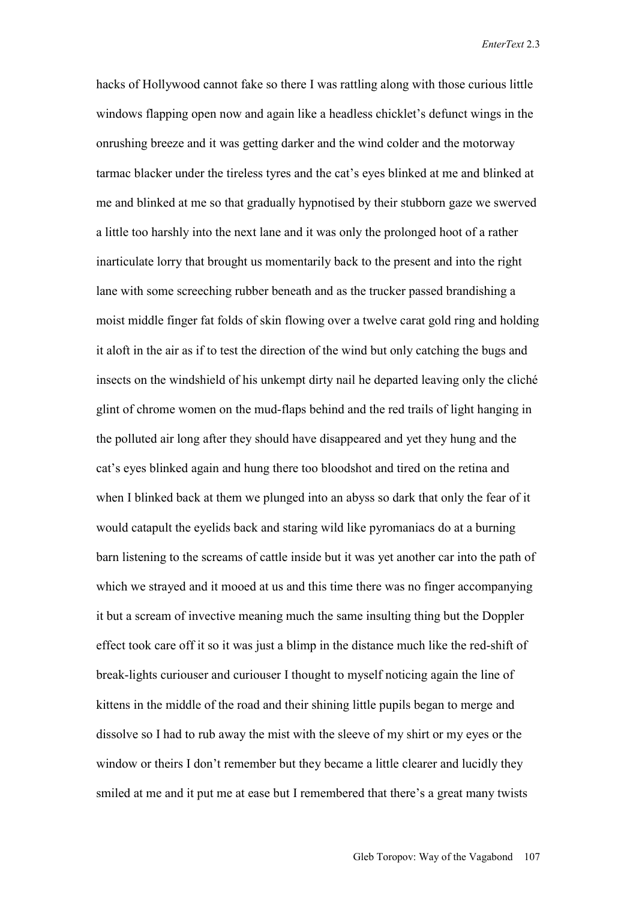hacks of Hollywood cannot fake so there I was rattling along with those curious little windows flapping open now and again like a headless chicklet's defunct wings in the onrushing breeze and it was getting darker and the wind colder and the motorway tarmac blacker under the tireless tyres and the cat's eyes blinked at me and blinked at me and blinked at me so that gradually hypnotised by their stubborn gaze we swerved a little too harshly into the next lane and it was only the prolonged hoot of a rather inarticulate lorry that brought us momentarily back to the present and into the right lane with some screeching rubber beneath and as the trucker passed brandishing a moist middle finger fat folds of skin flowing over a twelve carat gold ring and holding it aloft in the air as if to test the direction of the wind but only catching the bugs and insects on the windshield of his unkempt dirty nail he departed leaving only the cliché glint of chrome women on the mud-flaps behind and the red trails of light hanging in the polluted air long after they should have disappeared and yet they hung and the cat's eyes blinked again and hung there too bloodshot and tired on the retina and when I blinked back at them we plunged into an abyss so dark that only the fear of it would catapult the eyelids back and staring wild like pyromaniacs do at a burning barn listening to the screams of cattle inside but it was yet another car into the path of which we strayed and it mooed at us and this time there was no finger accompanying it but a scream of invective meaning much the same insulting thing but the Doppler effect took care off it so it was just a blimp in the distance much like the red-shift of break-lights curiouser and curiouser I thought to myself noticing again the line of kittens in the middle of the road and their shining little pupils began to merge and dissolve so I had to rub away the mist with the sleeve of my shirt or my eyes or the window or theirs I don't remember but they became a little clearer and lucidly they smiled at me and it put me at ease but I remembered that there's a great many twists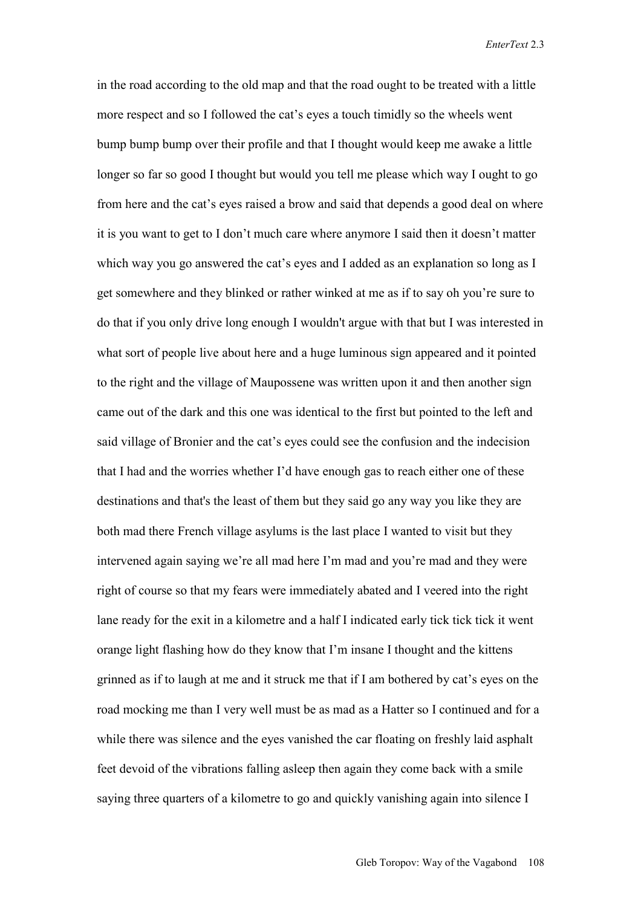in the road according to the old map and that the road ought to be treated with a little more respect and so I followed the cat's eyes a touch timidly so the wheels went bump bump bump over their profile and that I thought would keep me awake a little longer so far so good I thought but would you tell me please which way I ought to go from here and the cat's eyes raised a brow and said that depends a good deal on where it is you want to get to I don't much care where anymore I said then it doesn't matter which way you go answered the cat's eyes and I added as an explanation so long as I get somewhere and they blinked or rather winked at me as if to say oh you're sure to do that if you only drive long enough I wouldn't argue with that but I was interested in what sort of people live about here and a huge luminous sign appeared and it pointed to the right and the village of Maupossene was written upon it and then another sign came out of the dark and this one was identical to the first but pointed to the left and said village of Bronier and the cat's eyes could see the confusion and the indecision that I had and the worries whether I'd have enough gas to reach either one of these destinations and that's the least of them but they said go any way you like they are both mad there French village asylums is the last place I wanted to visit but they intervened again saying we're all mad here I'm mad and you're mad and they were right of course so that my fears were immediately abated and I veered into the right lane ready for the exit in a kilometre and a half I indicated early tick tick tick it went orange light flashing how do they know that I'm insane I thought and the kittens grinned as if to laugh at me and it struck me that if I am bothered by cat's eyes on the road mocking me than I very well must be as mad as a Hatter so I continued and for a while there was silence and the eyes vanished the car floating on freshly laid asphalt feet devoid of the vibrations falling asleep then again they come back with a smile saying three quarters of a kilometre to go and quickly vanishing again into silence I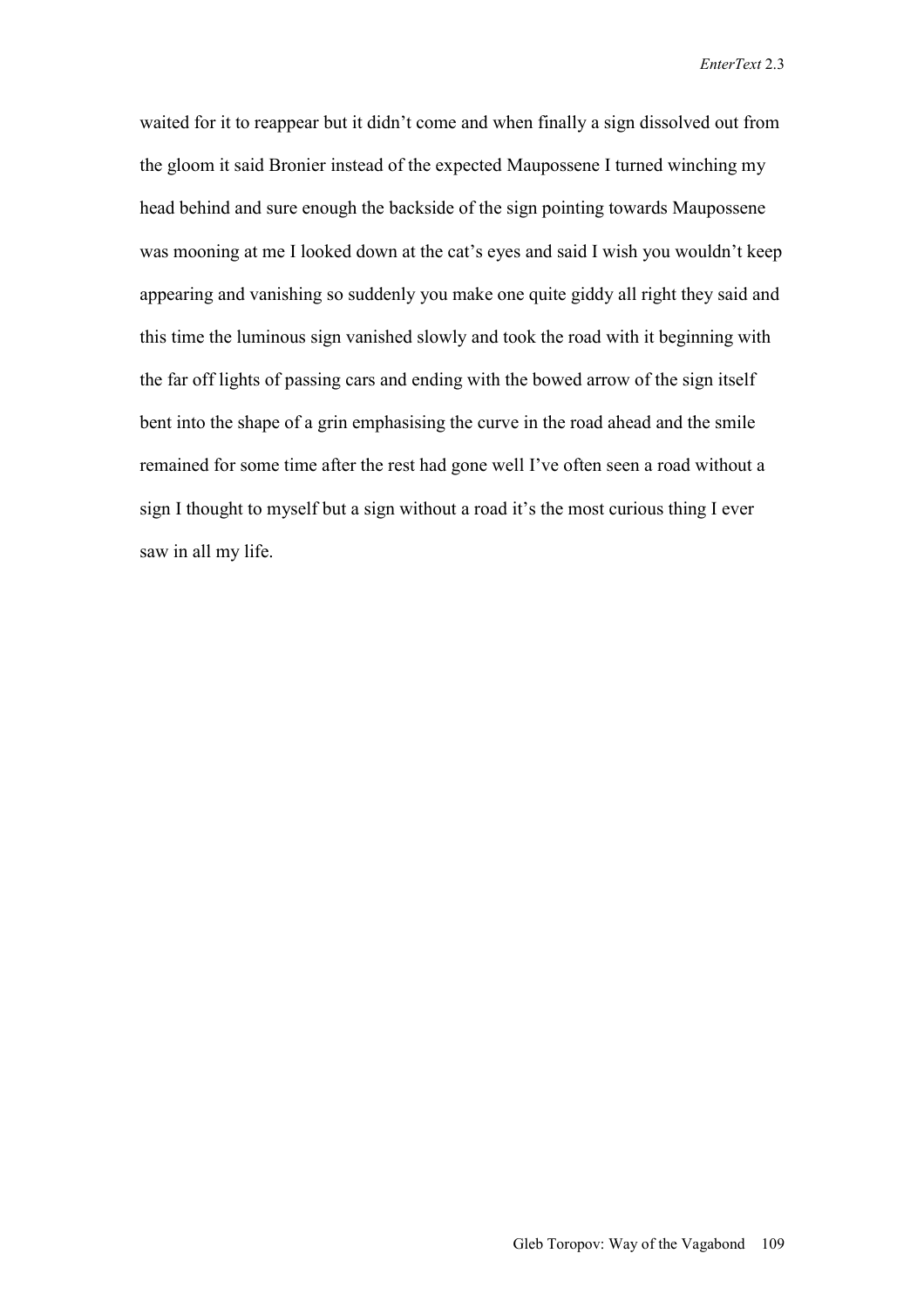waited for it to reappear but it didn't come and when finally a sign dissolved out from the gloom it said Bronier instead of the expected Maupossene I turned winching my head behind and sure enough the backside of the sign pointing towards Maupossene was mooning at me I looked down at the cat's eyes and said I wish you wouldn't keep appearing and vanishing so suddenly you make one quite giddy all right they said and this time the luminous sign vanished slowly and took the road with it beginning with the far off lights of passing cars and ending with the bowed arrow of the sign itself bent into the shape of a grin emphasising the curve in the road ahead and the smile remained for some time after the rest had gone well I've often seen a road without a sign I thought to myself but a sign without a road it's the most curious thing I ever saw in all my life.